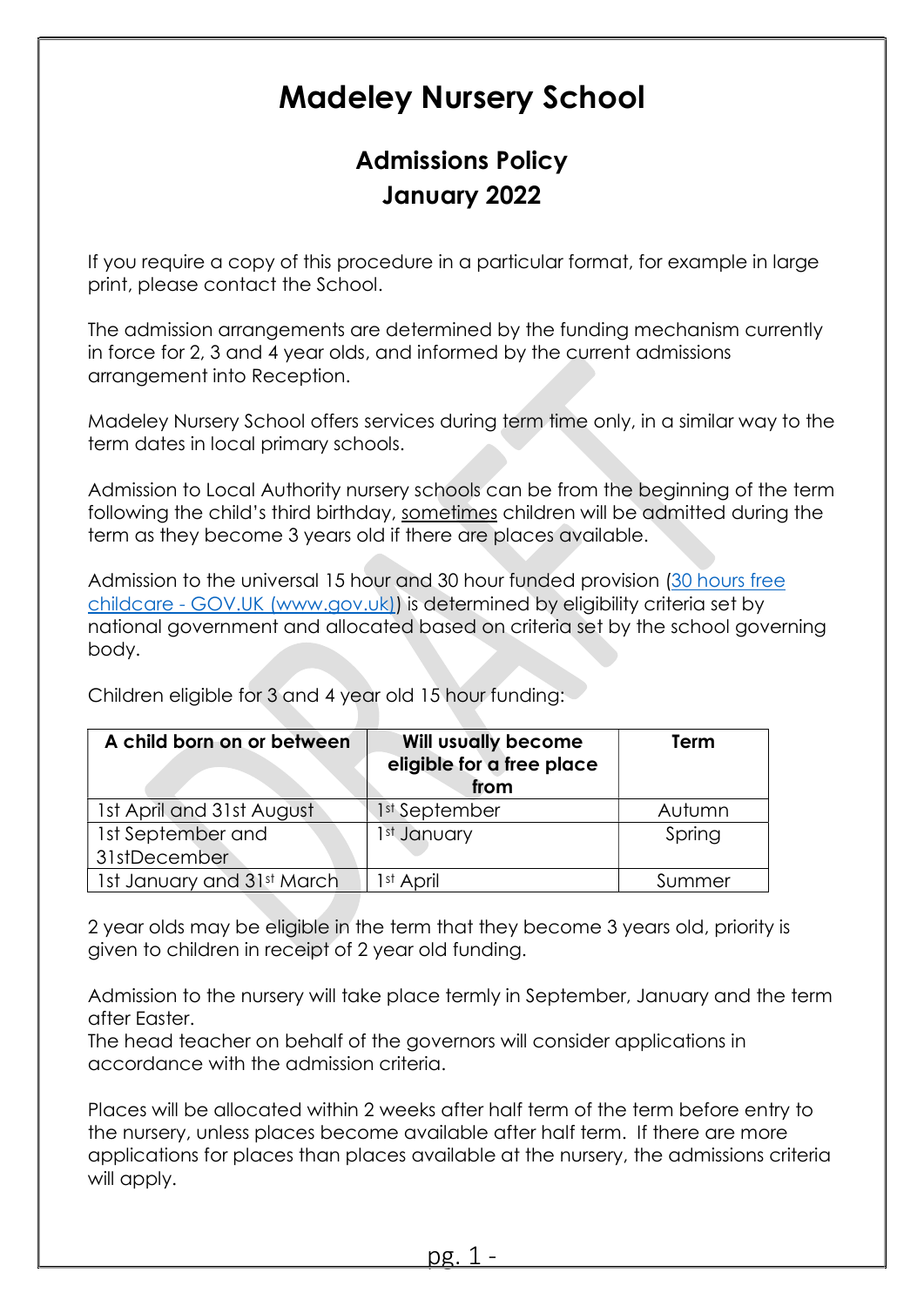# Madeley Nursery School

## Admissions Policy
## January 2022

If you require a copy of this procedure in a particular format, for example in large print, please contact the School.

The admission arrangements are determined by the funding mechanism currently in force for 2, 3 and 4 year olds, and informed by the current admissions arrangement into Reception.

Madeley Nursery School offers services during term time only, in a similar way to the term dates in local primary schools.

Admission to Local Authority nursery schools can be from the beginning of the term following the child's third birthday, sometimes children will be admitted during the term as they become 3 years old if there are places available.

Admission to the universal 15 hour and 30 hour funded provision ([30 hours free childcare - GOV.UK (www.gov.uk)]) is determined by eligibility criteria set by national government and allocated based on criteria set by the school governing body.

Children eligible for 3 and 4 year old 15 hour funding:

| A child born on or between | Will usually become eligible for a free place from | Term |
|---|---|---|
| 1st April and 31st August | 1st September | Autumn |
| 1st September and 31stDecember | 1st January | Spring |
| 1st January and 31st March | 1st April | Summer |

2 year olds may be eligible in the term that they become 3 years old, priority is given to children in receipt of 2 year old funding.

Admission to the nursery will take place termly in September, January and the term after Easter.
The head teacher on behalf of the governors will consider applications in accordance with the admission criteria.

Places will be allocated within 2 weeks after half term of the term before entry to the nursery, unless places become available after half term. If there are more applications for places than places available at the nursery, the admissions criteria will apply.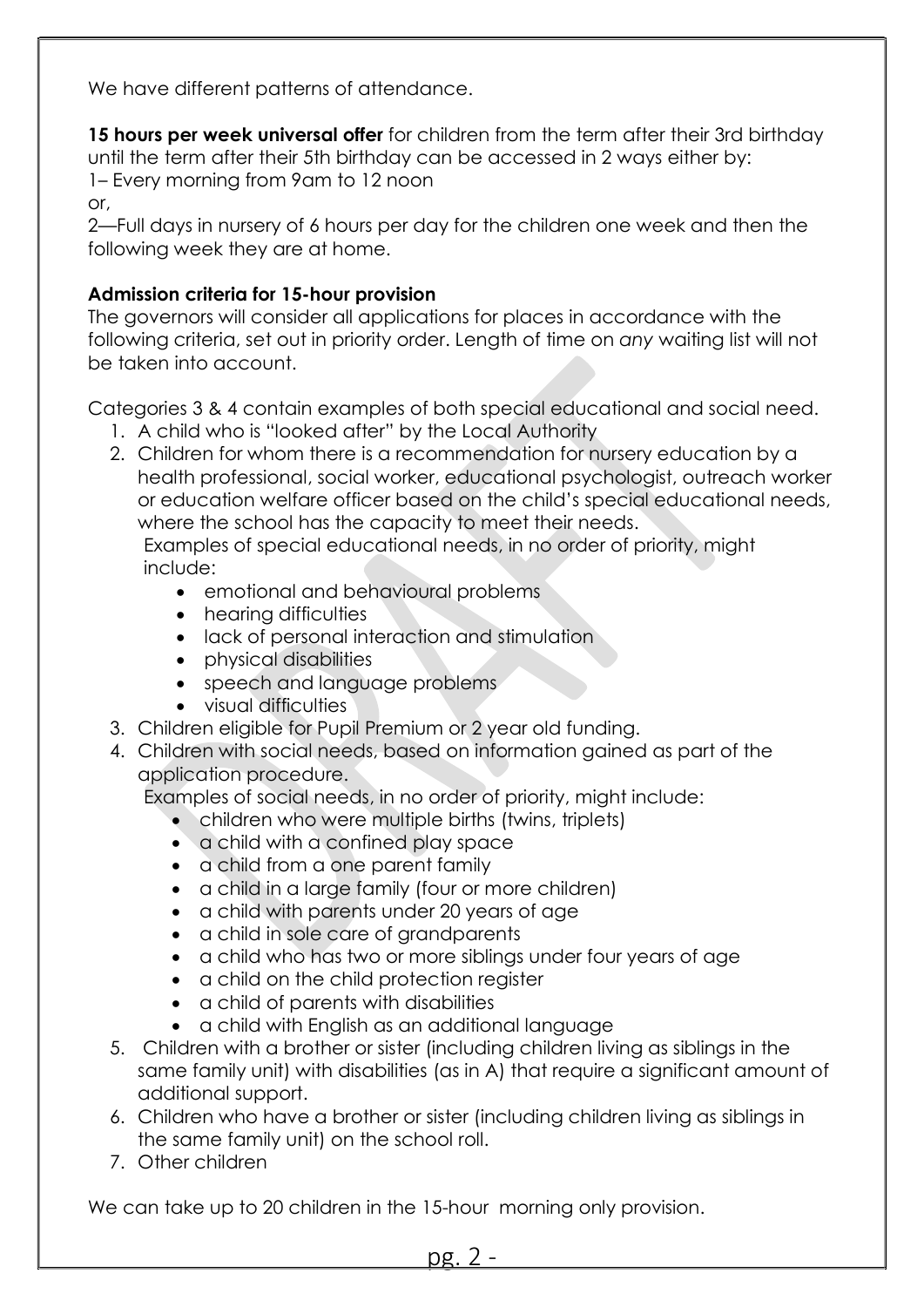We have different patterns of attendance.

**15 hours per week universal offer** for children from the term after their 3rd birthday until the term after their 5th birthday can be accessed in 2 ways either by:
1– Every morning from 9am to 12 noon
or,
2—Full days in nursery of 6 hours per day for the children one week and then the following week they are at home.

**Admission criteria for 15-hour provision**
The governors will consider all applications for places in accordance with the following criteria, set out in priority order. Length of time on *any* waiting list will not be taken into account.

Categories 3 & 4 contain examples of both special educational and social need.

1. A child who is "looked after" by the Local Authority
2. Children for whom there is a recommendation for nursery education by a health professional, social worker, educational psychologist, outreach worker or education welfare officer based on the child's special educational needs, where the school has the capacity to meet their needs.
   Examples of special educational needs, in no order of priority, might include:
   - emotional and behavioural problems
   - hearing difficulties
   - lack of personal interaction and stimulation
   - physical disabilities
   - speech and language problems
   - visual difficulties
3. Children eligible for Pupil Premium or 2 year old funding.
4. Children with social needs, based on information gained as part of the application procedure.
   Examples of social needs, in no order of priority, might include:
   - children who were multiple births (twins, triplets)
   - a child with a confined play space
   - a child from a one parent family
   - a child in a large family (four or more children)
   - a child with parents under 20 years of age
   - a child in sole care of grandparents
   - a child who has two or more siblings under four years of age
   - a child on the child protection register
   - a child of parents with disabilities
   - a child with English as an additional language
5. Children with a brother or sister (including children living as siblings in the same family unit) with disabilities (as in A) that require a significant amount of additional support.
6. Children who have a brother or sister (including children living as siblings in the same family unit) on the school roll.
7. Other children

We can take up to 20 children in the 15-hour morning only provision.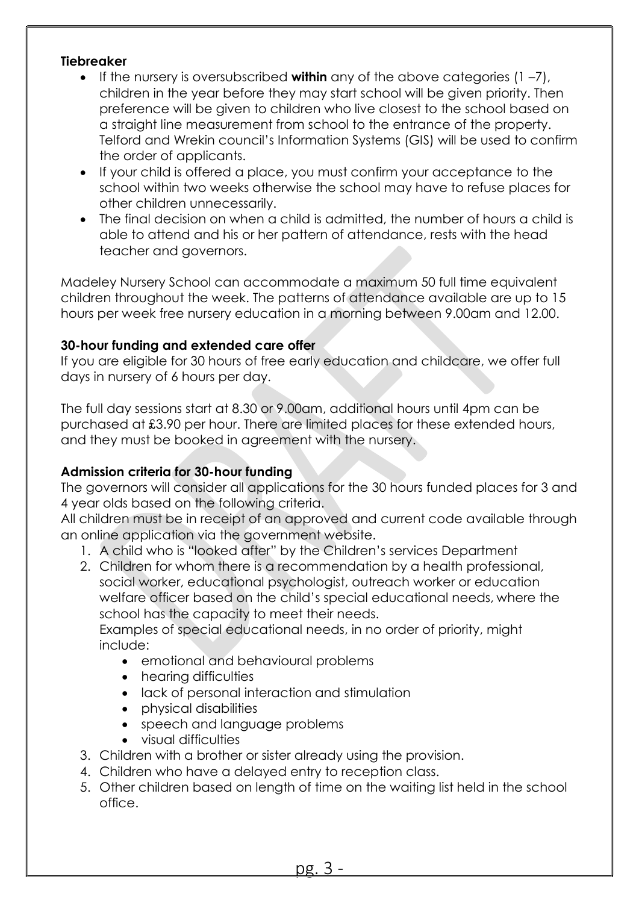**Tiebreaker**

- If the nursery is oversubscribed **within** any of the above categories (1 –7), children in the year before they may start school will be given priority. Then preference will be given to children who live closest to the school based on a straight line measurement from school to the entrance of the property. Telford and Wrekin council's Information Systems (GIS) will be used to confirm the order of applicants.
- If your child is offered a place, you must confirm your acceptance to the school within two weeks otherwise the school may have to refuse places for other children unnecessarily.
- The final decision on when a child is admitted, the number of hours a child is able to attend and his or her pattern of attendance, rests with the head teacher and governors.

Madeley Nursery School can accommodate a maximum 50 full time equivalent children throughout the week. The patterns of attendance available are up to 15 hours per week free nursery education in a morning between 9.00am and 12.00.

**30-hour funding and extended care offer**

If you are eligible for 30 hours of free early education and childcare, we offer full days in nursery of 6 hours per day.

The full day sessions start at 8.30 or 9.00am, additional hours until 4pm can be purchased at £3.90 per hour. There are limited places for these extended hours, and they must be booked in agreement with the nursery.

**Admission criteria for 30-hour funding**

The governors will consider all applications for the 30 hours funded places for 3 and 4 year olds based on the following criteria.

All children must be in receipt of an approved and current code available through an online application via the government website.

1. A child who is "looked after" by the Children's services Department
2. Children for whom there is a recommendation by a health professional, social worker, educational psychologist, outreach worker or education welfare officer based on the child's special educational needs, where the school has the capacity to meet their needs.
   Examples of special educational needs, in no order of priority, might include:
   - emotional and behavioural problems
   - hearing difficulties
   - lack of personal interaction and stimulation
   - physical disabilities
   - speech and language problems
   - visual difficulties
3. Children with a brother or sister already using the provision.
4. Children who have a delayed entry to reception class.
5. Other children based on length of time on the waiting list held in the school office.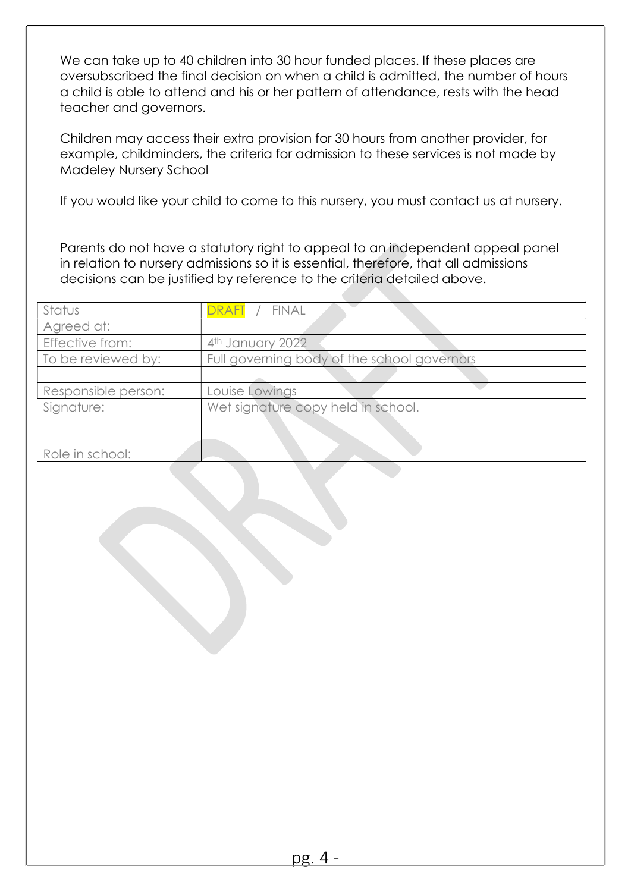We can take up to 40 children into 30 hour funded places. If these places are oversubscribed the final decision on when a child is admitted, the number of hours a child is able to attend and his or her pattern of attendance, rests with the head teacher and governors.

Children may access their extra provision for 30 hours from another provider, for example, childminders, the criteria for admission to these services is not made by Madeley Nursery School

If you would like your child to come to this nursery, you must contact us at nursery.

Parents do not have a statutory right to appeal to an independent appeal panel in relation to nursery admissions so it is essential, therefore, that all admissions decisions can be justified by reference to the criteria detailed above.

| | |
|---|---|
| Status | DRAFT / FINAL |
| Agreed at: | |
| Effective from: | 4th January 2022 |
| To be reviewed by: | Full governing body of the school governors |
| | |
| Responsible person: | Louise Lowings |
| Signature:<br><br>Role in school: | Wet signature copy held in school. |